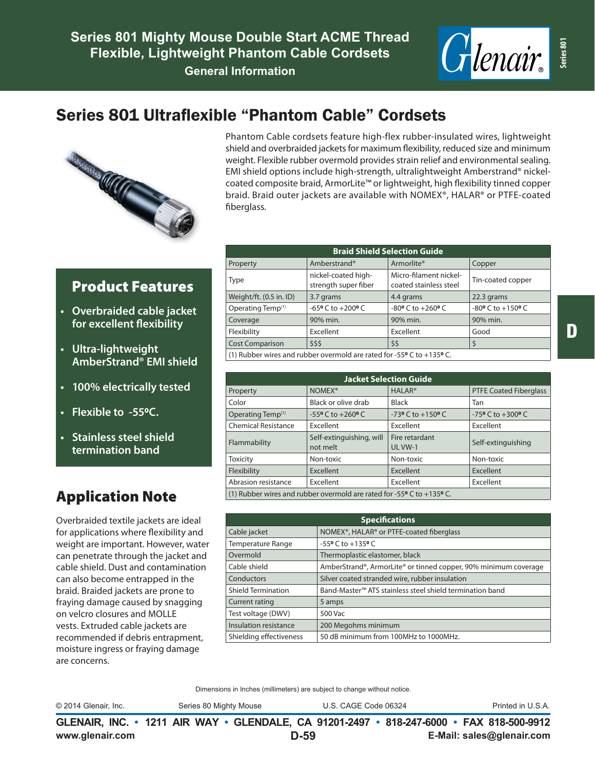# Series 801 Mighty Mouse Double Start ACME Thread Flexible, Lightweight Phantom Cable Cordsets

### General Information

## Series 801 Ultraflexible "Phantom Cable" Cordsets

Phantom Cable cordsets feature high-flex rubber-insulated wires, lightweight shield and overbraided jackets for maximum flexibility, reduced size and minimum weight. Flexible rubber overmold provides strain relief and environmental sealing. EMI shield options include high-strength, ultralightweight Amberstrand® nickel-coated composite braid, ArmorLite™ or lightweight, high flexibility tinned copper braid. Braid outer jackets are available with NOMEX®, HALAR® or PTFE-coated fiberglass.

## Product Features

- Overbraided cable jacket for excellent flexibility
- Ultra-lightweight AmberStrand® EMI shield
- 100% electrically tested
- Flexible to -55ºC.
- Stainless steel shield termination band

## Application Note

Overbraided textile jackets are ideal for applications where flexibility and weight are important. However, water can penetrate through the jacket and cable shield. Dust and contamination can also become entrapped in the braid. Braided jackets are prone to fraying damage caused by snagging on velcro closures and MOLLE vests. Extruded cable jackets are recommended if debris entrapment, moisture ingress or fraying damage are concerns.

**Braid Shield Selection Guide**

| Property | Amberstrand® | Armorlite® | Copper |
|---|---|---|---|
| Type | nickel-coated high-strength super fiber | Micro-filament nickel-coated stainless steel | Tin-coated copper |
| Weight/ft. (0.5 in. ID) | 3.7 grams | 4.4 grams | 22.3 grams |
| Operating Temp(1) | -65º C to +200º C | -80º C to +260º C | -80º C to +150º C |
| Coverage | 90% min. | 90% min. | 90% min. |
| Flexibility | Excellent | Excellent | Good |
| Cost Comparison | $$$ | $$ | $ |

(1) Rubber wires and rubber overmold are rated for -55º C to +135º C.

**Jacket Selection Guide**

| Property | NOMEX® | HALAR® | PTFE Coated Fiberglass |
|---|---|---|---|
| Color | Black or olive drab | Black | Tan |
| Operating Temp(1) | -55º C to +260º C | -73º C to +150º C | -75º C to +300º C |
| Chemical Resistance | Excellent | Excellent | Excellent |
| Flammability | Self-extinguishing, will not melt | Fire retardant UL VW-1 | Self-extinguishing |
| Toxicity | Non-toxic | Non-toxic | Non-toxic |
| Flexibility | Excellent | Excellent | Excellent |
| Abrasion resistance | Excellent | Excellent | Excellent |

(1) Rubber wires and rubber overmold are rated for -55º C to +135º C.

**Specifications**

| | |
|---|---|
| Cable jacket | NOMEX®, HALAR® or PTFE-coated fiberglass |
| Temperature Range | -55º C to +135º C |
| Overmold | Thermoplastic elastomer, black |
| Cable shield | AmberStrand®, ArmorLite® or tinned copper, 90% minimum coverage |
| Conductors | Silver coated stranded wire, rubber insulation |
| Shield Termination | Band-Master™ ATS stainless steel shield termination band |
| Current rating | 5 amps |
| Test voltage (DWV) | 500 Vac |
| Insulation resistance | 200 Megohms minimum |
| Shielding effectiveness | 50 dB minimum from 100MHz to 1000MHz. |

Dimensions in Inches (millimeters) are subject to change without notice.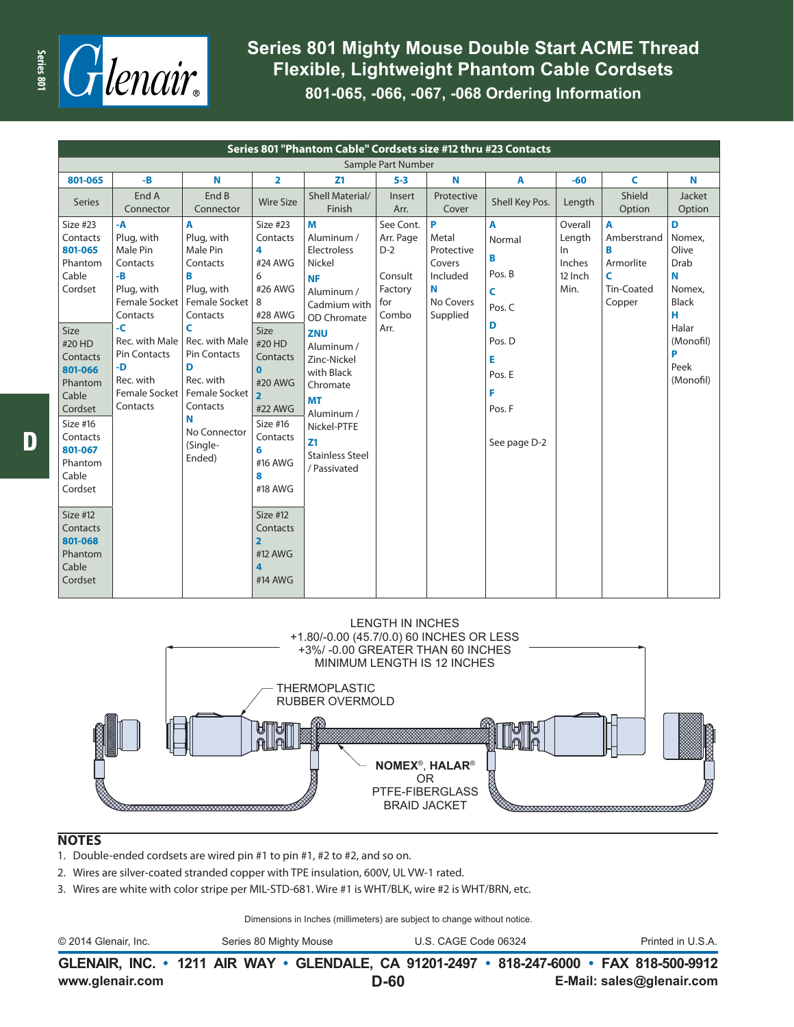# Series 801 Mighty Mouse Double Start ACME Thread Flexible, Lightweight Phantom Cable Cordsets

## 801-065, -066, -067, -068 Ordering Information

| Series 801 "Phantom Cable" Cordsets size #12 thru #23 Contacts | | | | | | | | | | |
|---|---|---|---|---|---|---|---|---|---|---|
| Sample Part Number | | | | | | | | | | |
| **801-065** | **-B** | **N** | **2** | **Z1** | **5-3** | **N** | **A** | **-60** | **C** | **N** |
| Series | End A Connector | End B Connector | Wire Size | Shell Material/ Finish | Insert Arr. | Protective Cover | Shell Key Pos. | Length | Shield Option | Jacket Option |
| Size #23 Contacts **801-065** Phantom Cable Cordset<br>Size #20 HD Contacts **801-066** Phantom Cable Cordset<br>Size #16 Contacts **801-067** Phantom Cable Cordset<br>Size #12 Contacts **801-068** Phantom Cable Cordset | **-A** Plug, with Male Pin Contacts<br>**-B** Plug, with Female Socket Contacts<br>**-C** Rec. with Male Pin Contacts<br>**-D** Rec. with Female Socket Contacts | **A** Plug, with Male Pin Contacts<br>**B** Plug, with Female Socket Contacts<br>**C** Rec. with Male Pin Contacts<br>**D** Rec. with Female Socket Contacts<br>**N** No Connector (Single-Ended) | Size #23 Contacts<br>**4** #24 AWG<br>**6** #26 AWG<br>**8** #28 AWG<br>Size #20 HD Contacts<br>**0** #20 AWG<br>**2** #22 AWG<br>Size #16 Contacts<br>**6** #16 AWG<br>**8** #18 AWG<br>Size #12 Contacts<br>**2** #12 AWG<br>**4** #14 AWG | **M** Aluminum / Electroless Nickel<br>**NF** Aluminum / Cadmium with OD Chromate<br>**ZNU** Aluminum / Zinc-Nickel with Black Chromate<br>**MT** Aluminum / Nickel-PTFE<br>**Z1** Stainless Steel / Passivated | See Cont. Arr. Page D-2<br><br>Consult Factory for Combo Arr. | **P** Metal Protective Covers Included<br>**N** No Covers Supplied | **A** Normal<br>**B** Pos. B<br>**C** Pos. C<br>**D** Pos. D<br>**E** Pos. E<br>**F** Pos. F<br><br>See page D-2 | Overall Length In Inches 12 Inch Min. | **A** Amberstrand<br>**B** Armorlite<br>**C** Tin-Coated Copper | **D** Nomex, Olive Drab<br>**N** Nomex, Black<br>**H** Halar (Monofil)<br>**P** Peek (Monofil) |

LENGTH IN INCHES
+1.80/-0.00 (45.7/0.0) 60 INCHES OR LESS
+3%/ -0.00 GREATER THAN 60 INCHES
MINIMUM LENGTH IS 12 INCHES

THERMOPLASTIC RUBBER OVERMOLD

NOMEX®, HALAR® OR PTFE-FIBERGLASS BRAID JACKET

## NOTES

1. Double-ended cordsets are wired pin #1 to pin #1, #2 to #2, and so on.
2. Wires are silver-coated stranded copper with TPE insulation, 600V, UL VW-1 rated.
3. Wires are white with color stripe per MIL-STD-681. Wire #1 is WHT/BLK, wire #2 is WHT/BRN, etc.

Dimensions in Inches (millimeters) are subject to change without notice.